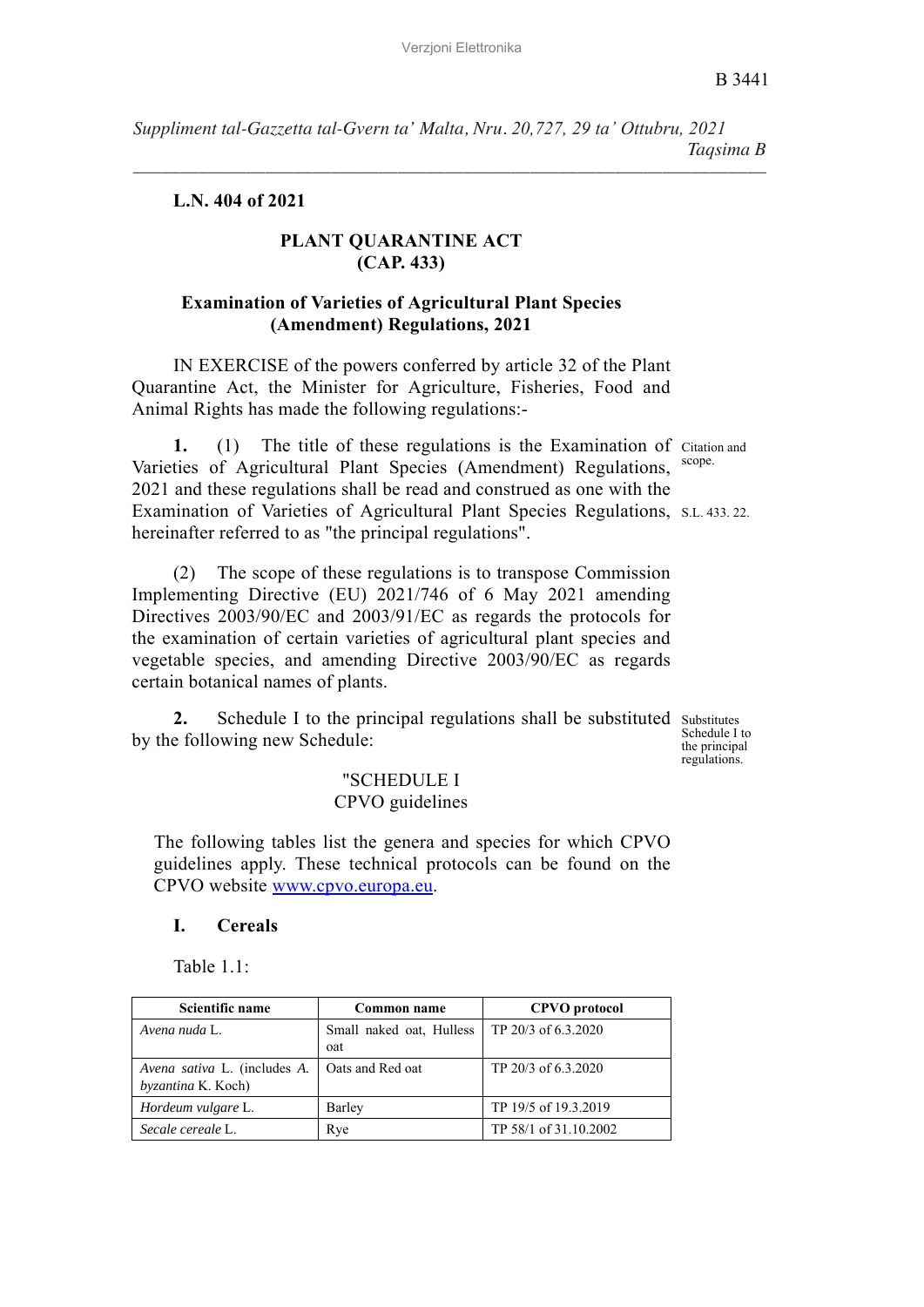L.N. 404 of 2021

# PLANT QUARANTINE ACT (CAP. 433)

## Examination of Varieties of Agricultural Plant Species (Amendment) Regulations, 2021

IN EXERCISE of the powers conferred by article 32 of the Plant Quarantine Act, the Minister for Agriculture, Fisheries, Food and Animal Rights has made the following regulations:-

Citation and scope.

**1.** (1) The title of these regulations is the Examination of Varieties of Agricultural Plant Species (Amendment) Regulations, 2021 and these regulations shall be read and construed as one with the Examination of Varieties of Agricultural Plant Species Regulations, hereinafter referred to as "the principal regulations".

S.L. 433. 22.

(2) The scope of these regulations is to transpose Commission Implementing Directive (EU) 2021/746 of 6 May 2021 amending Directives 2003/90/EC and 2003/91/EC as regards the protocols for the examination of certain varieties of agricultural plant species and vegetable species, and amending Directive 2003/90/EC as regards certain botanical names of plants.

Substitutes Schedule I to the principal regulations.

**2.** Schedule I to the principal regulations shall be substituted by the following new Schedule:

"SCHEDULE I
CPVO guidelines

The following tables list the genera and species for which CPVO guidelines apply. These technical protocols can be found on the CPVO website [www.cpvo.europa.eu](http://www.cpvo.europa.eu).

### I. Cereals

Table 1.1:

| Scientific name | Common name | CPVO protocol |
|---|---|---|
| *Avena nuda* L. | Small naked oat, Hulless oat | TP 20/3 of 6.3.2020 |
| *Avena sativa* L. (includes *A. byzantina* K. Koch) | Oats and Red oat | TP 20/3 of 6.3.2020 |
| *Hordeum vulgare* L. | Barley | TP 19/5 of 19.3.2019 |
| *Secale cereale* L. | Rye | TP 58/1 of 31.10.2002 |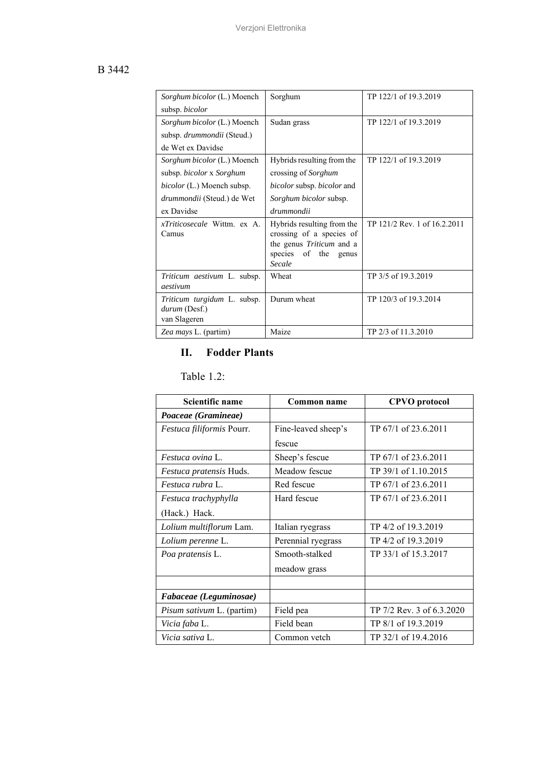| | | |
|---|---|---|
| *Sorghum bicolor* (L.) Moench subsp. *bicolor* | Sorghum | TP 122/1 of 19.3.2019 |
| *Sorghum bicolor* (L.) Moench subsp. *drummondii* (Steud.) de Wet ex Davidse | Sudan grass | TP 122/1 of 19.3.2019 |
| *Sorghum bicolor* (L.) Moench subsp. *bicolor* x *Sorghum bicolor* (L.) Moench subsp. *drummondii* (Steud.) de Wet ex Davidse | Hybrids resulting from the crossing of *Sorghum bicolor* subsp. *bicolor* and *Sorghum bicolor* subsp. *drummondii* | TP 122/1 of 19.3.2019 |
| *xTriticosecale* Wittm. ex A. Camus | Hybrids resulting from the crossing of a species of the genus *Triticum* and a species of the genus *Secale* | TP 121/2 Rev. 1 of 16.2.2011 |
| *Triticum aestivum* L. subsp. *aestivum* | Wheat | TP 3/5 of 19.3.2019 |
| *Triticum turgidum* L. subsp. *durum* (Desf.) van Slageren | Durum wheat | TP 120/3 of 19.3.2014 |
| *Zea mays* L. (partim) | Maize | TP 2/3 of 11.3.2010 |

## II. Fodder Plants

Table 1.2:

| Scientific name | Common name | CPVO protocol |
|---|---|---|
| ***Poaceae (Gramineae)*** | | |
| *Festuca filiformis* Pourr. | Fine-leaved sheep's fescue | TP 67/1 of 23.6.2011 |
| *Festuca ovina* L. | Sheep's fescue | TP 67/1 of 23.6.2011 |
| *Festuca pratensis* Huds. | Meadow fescue | TP 39/1 of 1.10.2015 |
| *Festuca rubra* L. | Red fescue | TP 67/1 of 23.6.2011 |
| *Festuca trachyphylla* (Hack.) Hack. | Hard fescue | TP 67/1 of 23.6.2011 |
| *Lolium multiflorum* Lam. | Italian ryegrass | TP 4/2 of 19.3.2019 |
| *Lolium perenne* L. | Perennial ryegrass | TP 4/2 of 19.3.2019 |
| *Poa pratensis* L. | Smooth-stalked meadow grass | TP 33/1 of 15.3.2017 |
| | | |
| ***Fabaceae (Leguminosae)*** | | |
| *Pisum sativum* L. (partim) | Field pea | TP 7/2 Rev. 3 of 6.3.2020 |
| *Vicia faba* L. | Field bean | TP 8/1 of 19.3.2019 |
| *Vicia sativa* L. | Common vetch | TP 32/1 of 19.4.2016 |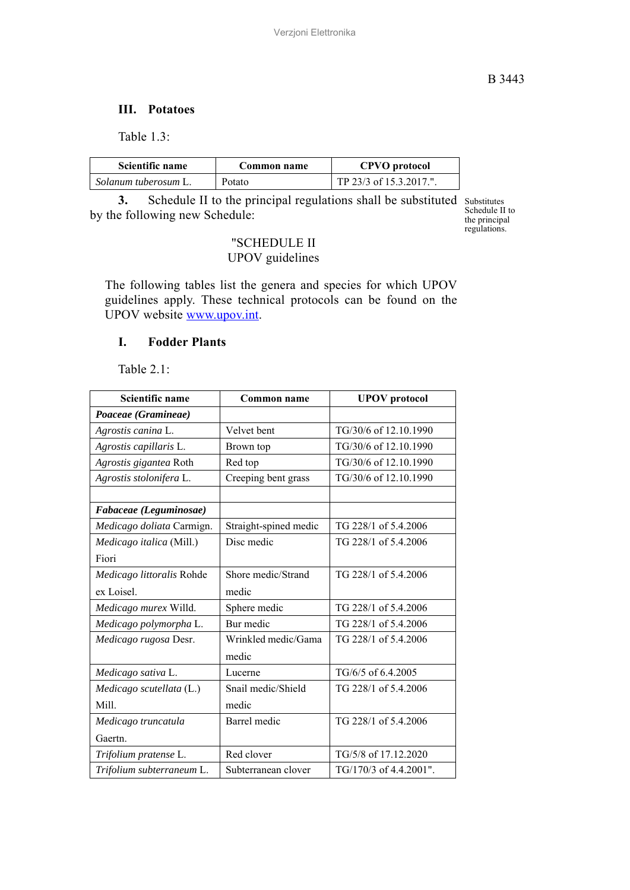### III. Potatoes

Table 1.3:

| Scientific name | Common name | CPVO protocol |
|---|---|---|
| *Solanum tuberosum* L. | Potato | TP 23/3 of 15.3.2017.". |

**3.** Schedule II to the principal regulations shall be substituted by the following new Schedule:

Substitutes Schedule II to the principal regulations.

"SCHEDULE II
UPOV guidelines

The following tables list the genera and species for which UPOV guidelines apply. These technical protocols can be found on the UPOV website www.upov.int.

### I. Fodder Plants

Table 2.1:

| Scientific name | Common name | UPOV protocol |
|---|---|---|
| ***Poaceae (Gramineae)*** | | |
| *Agrostis canina* L. | Velvet bent | TG/30/6 of 12.10.1990 |
| *Agrostis capillaris* L. | Brown top | TG/30/6 of 12.10.1990 |
| *Agrostis gigantea* Roth | Red top | TG/30/6 of 12.10.1990 |
| *Agrostis stolonifera* L. | Creeping bent grass | TG/30/6 of 12.10.1990 |
| | | |
| ***Fabaceae (Leguminosae)*** | | |
| *Medicago doliata* Carmign. | Straight-spined medic | TG 228/1 of 5.4.2006 |
| *Medicago italica* (Mill.) Fiori | Disc medic | TG 228/1 of 5.4.2006 |
| *Medicago littoralis* Rohde ex Loisel. | Shore medic/Strand medic | TG 228/1 of 5.4.2006 |
| *Medicago murex* Willd. | Sphere medic | TG 228/1 of 5.4.2006 |
| *Medicago polymorpha* L. | Bur medic | TG 228/1 of 5.4.2006 |
| *Medicago rugosa* Desr. | Wrinkled medic/Gama medic | TG 228/1 of 5.4.2006 |
| *Medicago sativa* L. | Lucerne | TG/6/5 of 6.4.2005 |
| *Medicago scutellata* (L.) Mill. | Snail medic/Shield medic | TG 228/1 of 5.4.2006 |
| *Medicago truncatula* Gaertn. | Barrel medic | TG 228/1 of 5.4.2006 |
| *Trifolium pratense* L. | Red clover | TG/5/8 of 17.12.2020 |
| *Trifolium subterraneum* L. | Subterranean clover | TG/170/3 of 4.4.2001". |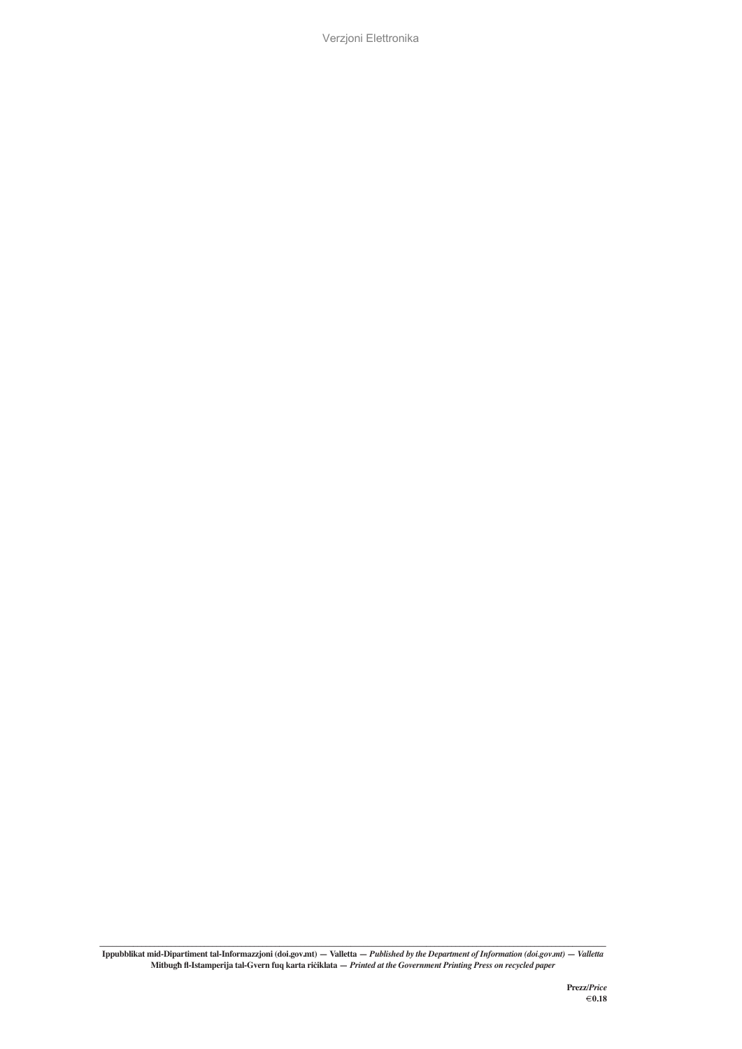Verzjoni Elettronika

---

**Ippubblikat mid-Dipartiment tal-Informazzjoni (doi.gov.mt) — Valletta —** ***Published by the Department of Information (doi.gov.mt) — Valletta***
**Mitbugħ fl-Istamperija tal-Gvern fuq karta riċiklata —** ***Printed at the Government Printing Press on recycled paper***

**Prezz/*Price***
**€0.18**